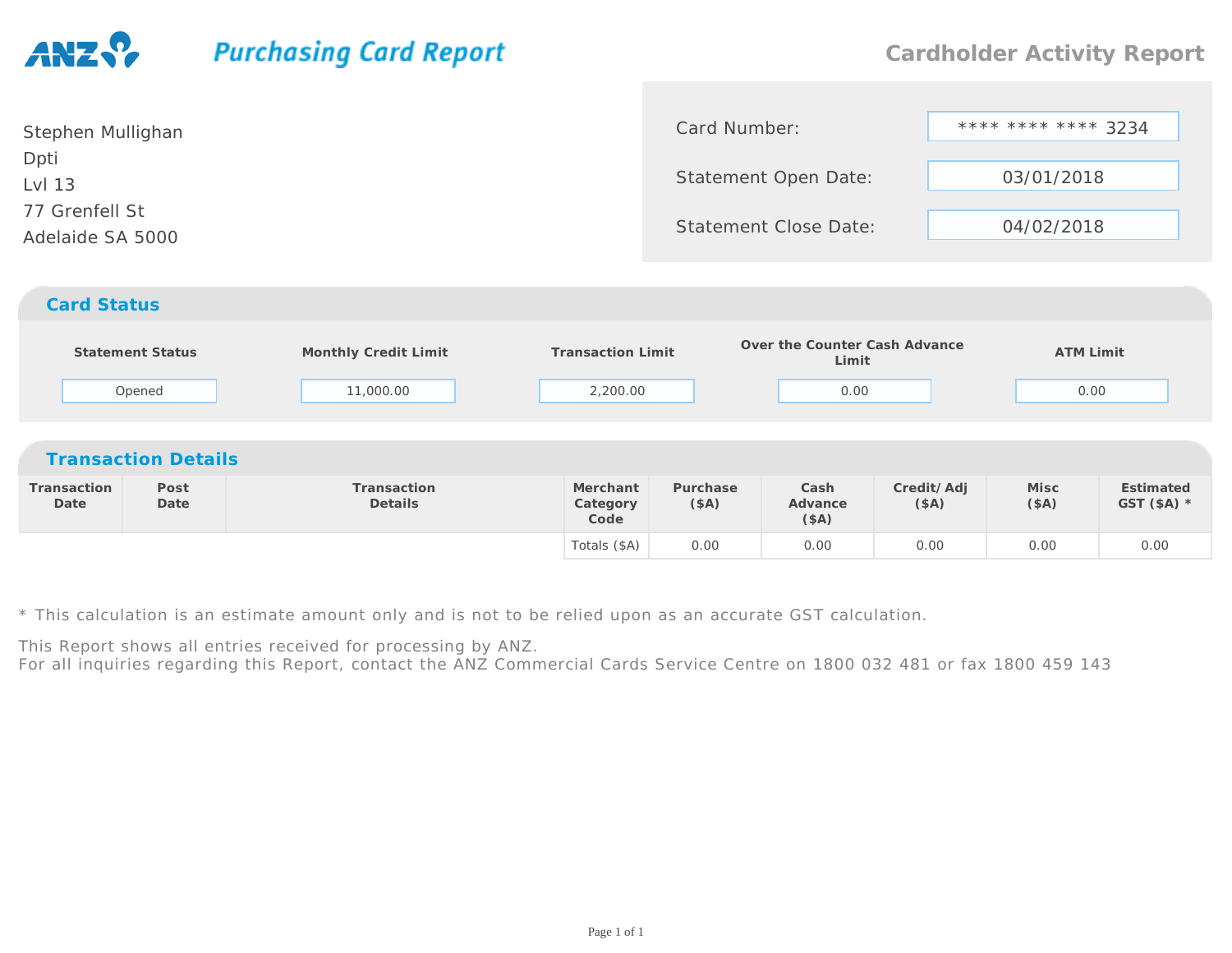ANZ

# Purchasing Card Report

## Cardholder Activity Report

Stephen Mullighan
Dpti
Lvl 13
77 Grenfell St
Adelaide SA 5000

| | |
|---|---|
| Card Number: | **** **** **** 3234 |
| Statement Open Date: | 03/01/2018 |
| Statement Close Date: | 04/02/2018 |

## Card Status

| Statement Status | Monthly Credit Limit | Transaction Limit | Over the Counter Cash Advance Limit | ATM Limit |
|---|---|---|---|---|
| Opened | 11,000.00 | 2,200.00 | 0.00 | 0.00 |

## Transaction Details

| Transaction Date | Post Date | Transaction Details | Merchant Category Code | Purchase ($A) | Cash Advance ($A) | Credit/ Adj ($A) | Misc ($A) | Estimated GST ($A) * |
|---|---|---|---|---|---|---|---|---|
| | | | Totals ($A) | 0.00 | 0.00 | 0.00 | 0.00 | 0.00 |

* This calculation is an estimate amount only and is not to be relied upon as an accurate GST calculation.

This Report shows all entries received for processing by ANZ.
For all inquiries regarding this Report, contact the ANZ Commercial Cards Service Centre on 1800 032 481 or fax 1800 459 143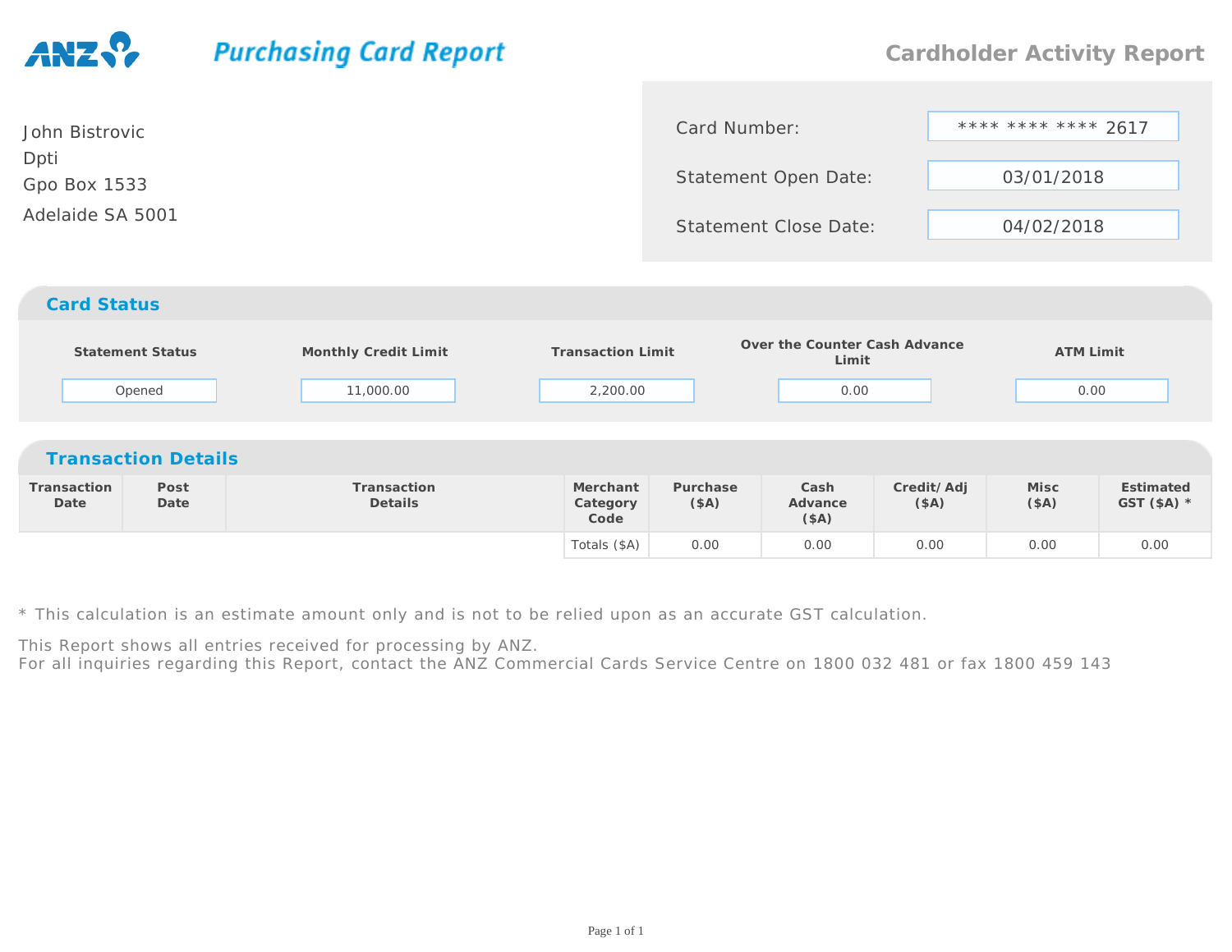ANZ

# Purchasing Card Report

## Cardholder Activity Report

John Bistrovic
Dpti
Gpo Box 1533
Adelaide SA 5001

| | |
|---|---|
| Card Number: | **** **** **** 2617 |
| Statement Open Date: | 03/01/2018 |
| Statement Close Date: | 04/02/2018 |

## Card Status

| Statement Status | Monthly Credit Limit | Transaction Limit | Over the Counter Cash Advance Limit | ATM Limit |
|---|---|---|---|---|
| Opened | 11,000.00 | 2,200.00 | 0.00 | 0.00 |

## Transaction Details

| Transaction Date | Post Date | Transaction Details | Merchant Category Code | Purchase ($A) | Cash Advance ($A) | Credit/ Adj ($A) | Misc ($A) | Estimated GST ($A) * |
|---|---|---|---|---|---|---|---|---|
| | | | Totals ($A) | 0.00 | 0.00 | 0.00 | 0.00 | 0.00 |

* This calculation is an estimate amount only and is not to be relied upon as an accurate GST calculation.

This Report shows all entries received for processing by ANZ.
For all inquiries regarding this Report, contact the ANZ Commercial Cards Service Centre on 1800 032 481 or fax 1800 459 143